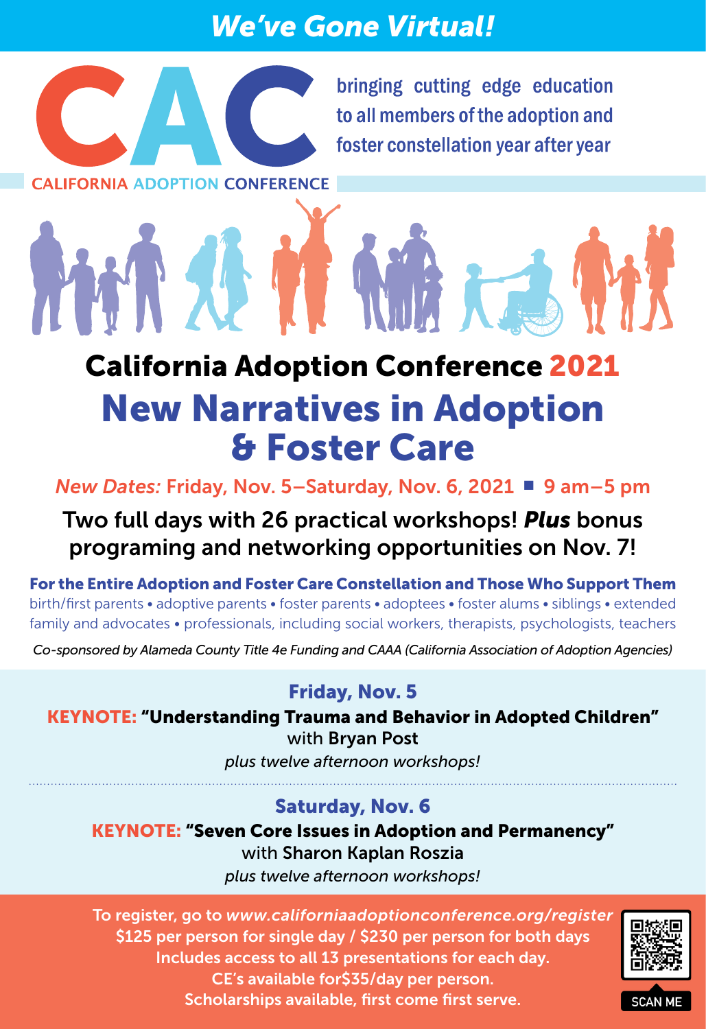*We've Gone Virtual!*

CAC

CALIFORNIA ADOPTION CONFERENCE

bringing cutting edge education to all members of the adoption and foster constellation year after year

# California Adoption Conference 2021

# New Narratives in Adoption & Foster Care

*New Dates:* Friday, Nov. 5–Saturday, Nov. 6, 2021 ■ 9 am–5 pm

**Two full days with 26 practical workshops! *Plus* bonus programing and networking opportunities on Nov. 7!**

**For the Entire Adoption and Foster Care Constellation and Those Who Support Them**

birth/first parents • adoptive parents • foster parents • adoptees • foster alums • siblings • extended family and advocates • professionals, including social workers, therapists, psychologists, teachers

*Co-sponsored by Alameda County Title 4e Funding and CAAA (California Association of Adoption Agencies)*

## Friday, Nov. 5

**KEYNOTE: "Understanding Trauma and Behavior in Adopted Children"**

with **Bryan Post**

*plus twelve afternoon workshops!*

## Saturday, Nov. 6

**KEYNOTE: "Seven Core Issues in Adoption and Permanency"**

with **Sharon Kaplan Roszia**

*plus twelve afternoon workshops!*

To register, go to *www.californiaadoptionconference.org/register*

$125 per person for single day / $230 per person for both days

Includes access to all 13 presentations for each day.

CE's available for$35/day per person.

Scholarships available, first come first serve.

SCAN ME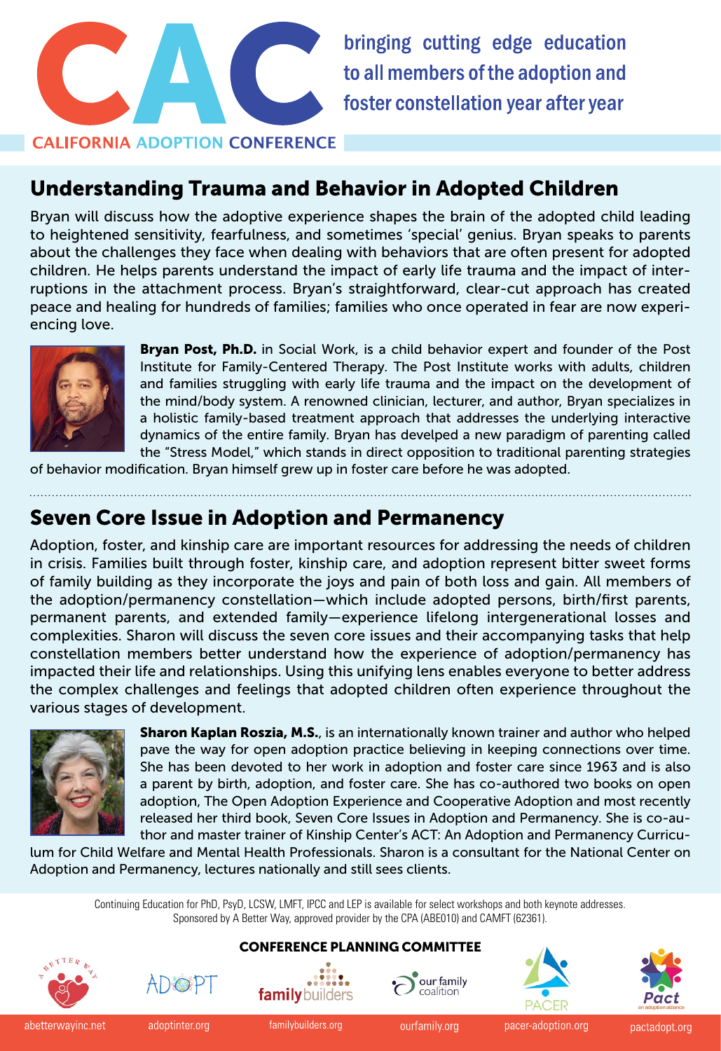# CAC

**CALIFORNIA ADOPTION CONFERENCE**

bringing cutting edge education to all members of the adoption and foster constellation year after year

## Understanding Trauma and Behavior in Adopted Children

Bryan will discuss how the adoptive experience shapes the brain of the adopted child leading to heightened sensitivity, fearfulness, and sometimes 'special' genius. Bryan speaks to parents about the challenges they face when dealing with behaviors that are often present for adopted children. He helps parents understand the impact of early life trauma and the impact of interruptions in the attachment process. Bryan's straightforward, clear-cut approach has created peace and healing for hundreds of families; families who once operated in fear are now experiencing love.

**Bryan Post, Ph.D.** in Social Work, is a child behavior expert and founder of the Post Institute for Family-Centered Therapy. The Post Institute works with adults, children and families struggling with early life trauma and the impact on the development of the mind/body system. A renowned clinician, lecturer, and author, Bryan specializes in a holistic family-based treatment approach that addresses the underlying interactive dynamics of the entire family. Bryan has develped a new paradigm of parenting called the "Stress Model," which stands in direct opposition to traditional parenting strategies of behavior modification. Bryan himself grew up in foster care before he was adopted.

## Seven Core Issue in Adoption and Permanency

Adoption, foster, and kinship care are important resources for addressing the needs of children in crisis. Families built through foster, kinship care, and adoption represent bitter sweet forms of family building as they incorporate the joys and pain of both loss and gain. All members of the adoption/permanency constellation—which include adopted persons, birth/first parents, permanent parents, and extended family—experience lifelong intergenerational losses and complexities. Sharon will discuss the seven core issues and their accompanying tasks that help constellation members better understand how the experience of adoption/permanency has impacted their life and relationships. Using this unifying lens enables everyone to better address the complex challenges and feelings that adopted children often experience throughout the various stages of development.

**Sharon Kaplan Roszia, M.S.**, is an internationally known trainer and author who helped pave the way for open adoption practice believing in keeping connections over time. She has been devoted to her work in adoption and foster care since 1963 and is also a parent by birth, adoption, and foster care. She has co-authored two books on open adoption, The Open Adoption Experience and Cooperative Adoption and most recently released her third book, Seven Core Issues in Adoption and Permanency. She is co-author and master trainer of Kinship Center's ACT: An Adoption and Permanency Curriculum for Child Welfare and Mental Health Professionals. Sharon is a consultant for the National Center on Adoption and Permanency, lectures nationally and still sees clients.

Continuing Education for PhD, PsyD, LCSW, LMFT, IPCC and LEP is available for select workshops and both keynote addresses. Sponsored by A Better Way, approved provider by the CPA (ABE010) and CAMFT (62361).

**CONFERENCE PLANNING COMMITTEE**

abetterwayinc.net | adoptinter.org | familybuilders.org | ourfamily.org | pacer-adoption.org | pactadopt.org